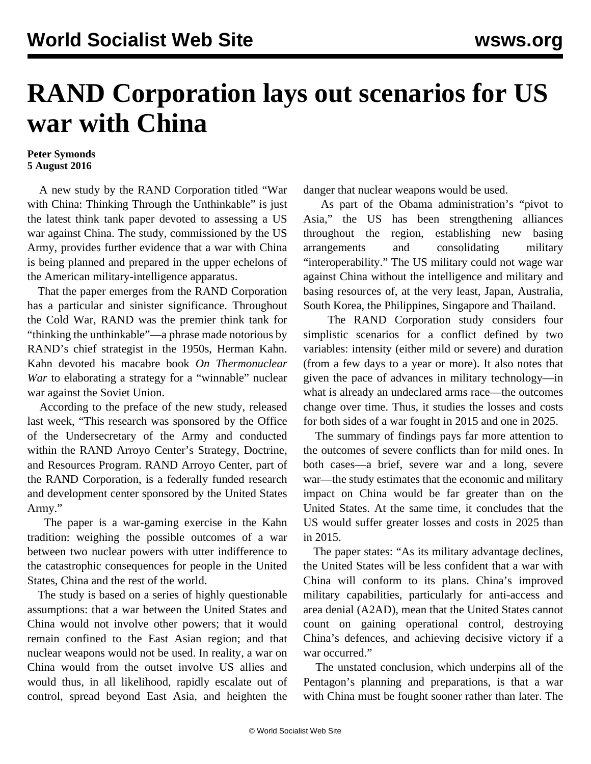# RAND Corporation lays out scenarios for US war with China

**Peter Symonds**
**5 August 2016**

A new study by the RAND Corporation titled "War with China: Thinking Through the Unthinkable" is just the latest think tank paper devoted to assessing a US war against China. The study, commissioned by the US Army, provides further evidence that a war with China is being planned and prepared in the upper echelons of the American military-intelligence apparatus.

That the paper emerges from the RAND Corporation has a particular and sinister significance. Throughout the Cold War, RAND was the premier think tank for "thinking the unthinkable"—a phrase made notorious by RAND's chief strategist in the 1950s, Herman Kahn. Kahn devoted his macabre book *On Thermonuclear War* to elaborating a strategy for a "winnable" nuclear war against the Soviet Union.

According to the preface of the new study, released last week, "This research was sponsored by the Office of the Undersecretary of the Army and conducted within the RAND Arroyo Center's Strategy, Doctrine, and Resources Program. RAND Arroyo Center, part of the RAND Corporation, is a federally funded research and development center sponsored by the United States Army."

The paper is a war-gaming exercise in the Kahn tradition: weighing the possible outcomes of a war between two nuclear powers with utter indifference to the catastrophic consequences for people in the United States, China and the rest of the world.

The study is based on a series of highly questionable assumptions: that a war between the United States and China would not involve other powers; that it would remain confined to the East Asian region; and that nuclear weapons would not be used. In reality, a war on China would from the outset involve US allies and would thus, in all likelihood, rapidly escalate out of control, spread beyond East Asia, and heighten the danger that nuclear weapons would be used.

As part of the Obama administration's "pivot to Asia," the US has been strengthening alliances throughout the region, establishing new basing arrangements and consolidating military "interoperability." The US military could not wage war against China without the intelligence and military and basing resources of, at the very least, Japan, Australia, South Korea, the Philippines, Singapore and Thailand.

The RAND Corporation study considers four simplistic scenarios for a conflict defined by two variables: intensity (either mild or severe) and duration (from a few days to a year or more). It also notes that given the pace of advances in military technology—in what is already an undeclared arms race—the outcomes change over time. Thus, it studies the losses and costs for both sides of a war fought in 2015 and one in 2025.

The summary of findings pays far more attention to the outcomes of severe conflicts than for mild ones. In both cases—a brief, severe war and a long, severe war—the study estimates that the economic and military impact on China would be far greater than on the United States. At the same time, it concludes that the US would suffer greater losses and costs in 2025 than in 2015.

The paper states: "As its military advantage declines, the United States will be less confident that a war with China will conform to its plans. China's improved military capabilities, particularly for anti-access and area denial (A2AD), mean that the United States cannot count on gaining operational control, destroying China's defences, and achieving decisive victory if a war occurred."

The unstated conclusion, which underpins all of the Pentagon's planning and preparations, is that a war with China must be fought sooner rather than later. The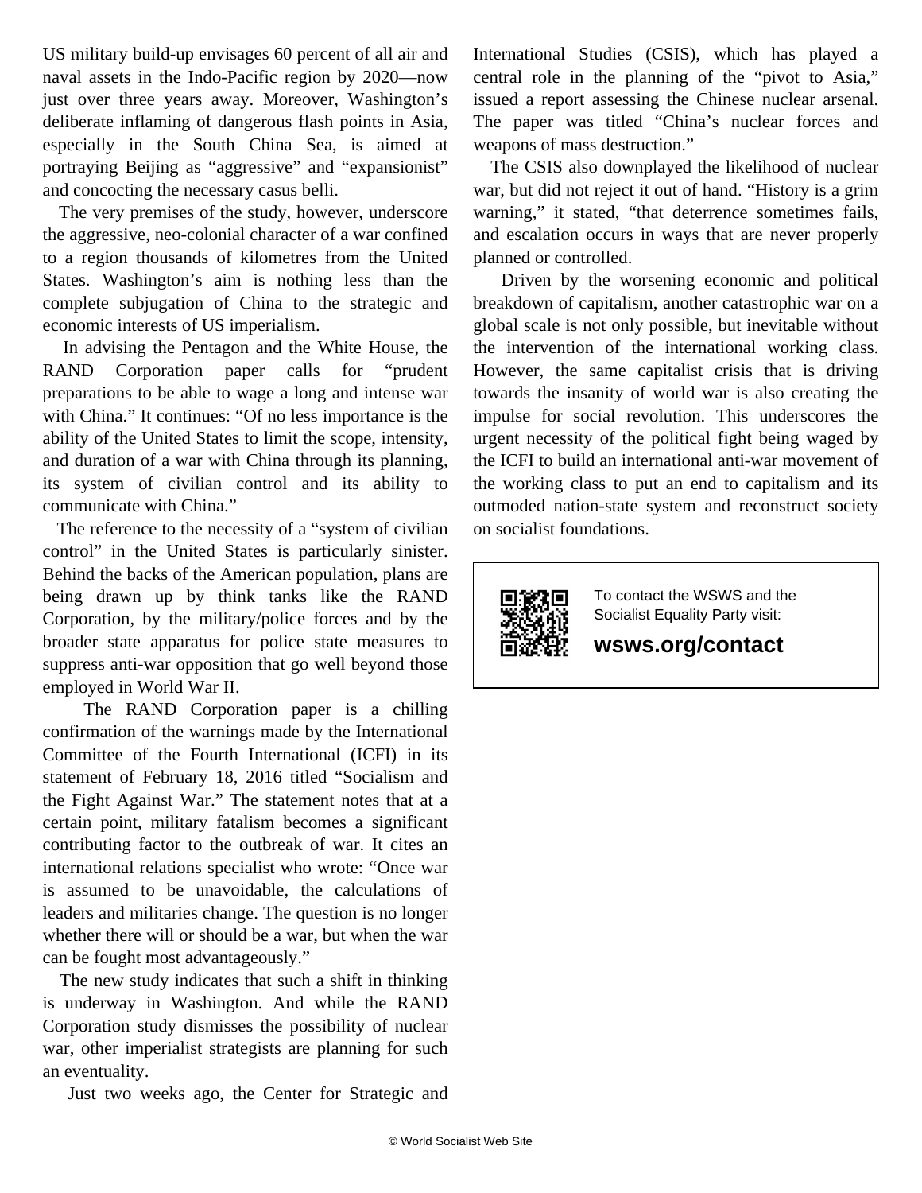US military build-up envisages 60 percent of all air and naval assets in the Indo-Pacific region by 2020—now just over three years away. Moreover, Washington's deliberate inflaming of dangerous flash points in Asia, especially in the South China Sea, is aimed at portraying Beijing as "aggressive" and "expansionist" and concocting the necessary casus belli.

The very premises of the study, however, underscore the aggressive, neo-colonial character of a war confined to a region thousands of kilometres from the United States. Washington's aim is nothing less than the complete subjugation of China to the strategic and economic interests of US imperialism.

In advising the Pentagon and the White House, the RAND Corporation paper calls for "prudent preparations to be able to wage a long and intense war with China." It continues: "Of no less importance is the ability of the United States to limit the scope, intensity, and duration of a war with China through its planning, its system of civilian control and its ability to communicate with China."

The reference to the necessity of a "system of civilian control" in the United States is particularly sinister. Behind the backs of the American population, plans are being drawn up by think tanks like the RAND Corporation, by the military/police forces and by the broader state apparatus for police state measures to suppress anti-war opposition that go well beyond those employed in World War II.

The RAND Corporation paper is a chilling confirmation of the warnings made by the International Committee of the Fourth International (ICFI) in its statement of February 18, 2016 titled "Socialism and the Fight Against War." The statement notes that at a certain point, military fatalism becomes a significant contributing factor to the outbreak of war. It cites an international relations specialist who wrote: "Once war is assumed to be unavoidable, the calculations of leaders and militaries change. The question is no longer whether there will or should be a war, but when the war can be fought most advantageously."

The new study indicates that such a shift in thinking is underway in Washington. And while the RAND Corporation study dismisses the possibility of nuclear war, other imperialist strategists are planning for such an eventuality.

Just two weeks ago, the Center for Strategic and International Studies (CSIS), which has played a central role in the planning of the "pivot to Asia," issued a report assessing the Chinese nuclear arsenal. The paper was titled "China's nuclear forces and weapons of mass destruction."

The CSIS also downplayed the likelihood of nuclear war, but did not reject it out of hand. "History is a grim warning," it stated, "that deterrence sometimes fails, and escalation occurs in ways that are never properly planned or controlled.

Driven by the worsening economic and political breakdown of capitalism, another catastrophic war on a global scale is not only possible, but inevitable without the intervention of the international working class. However, the same capitalist crisis that is driving towards the insanity of world war is also creating the impulse for social revolution. This underscores the urgent necessity of the political fight being waged by the ICFI to build an international anti-war movement of the working class to put an end to capitalism and its outmoded nation-state system and reconstruct society on socialist foundations.

To contact the WSWS and the Socialist Equality Party visit:

**wsws.org/contact**